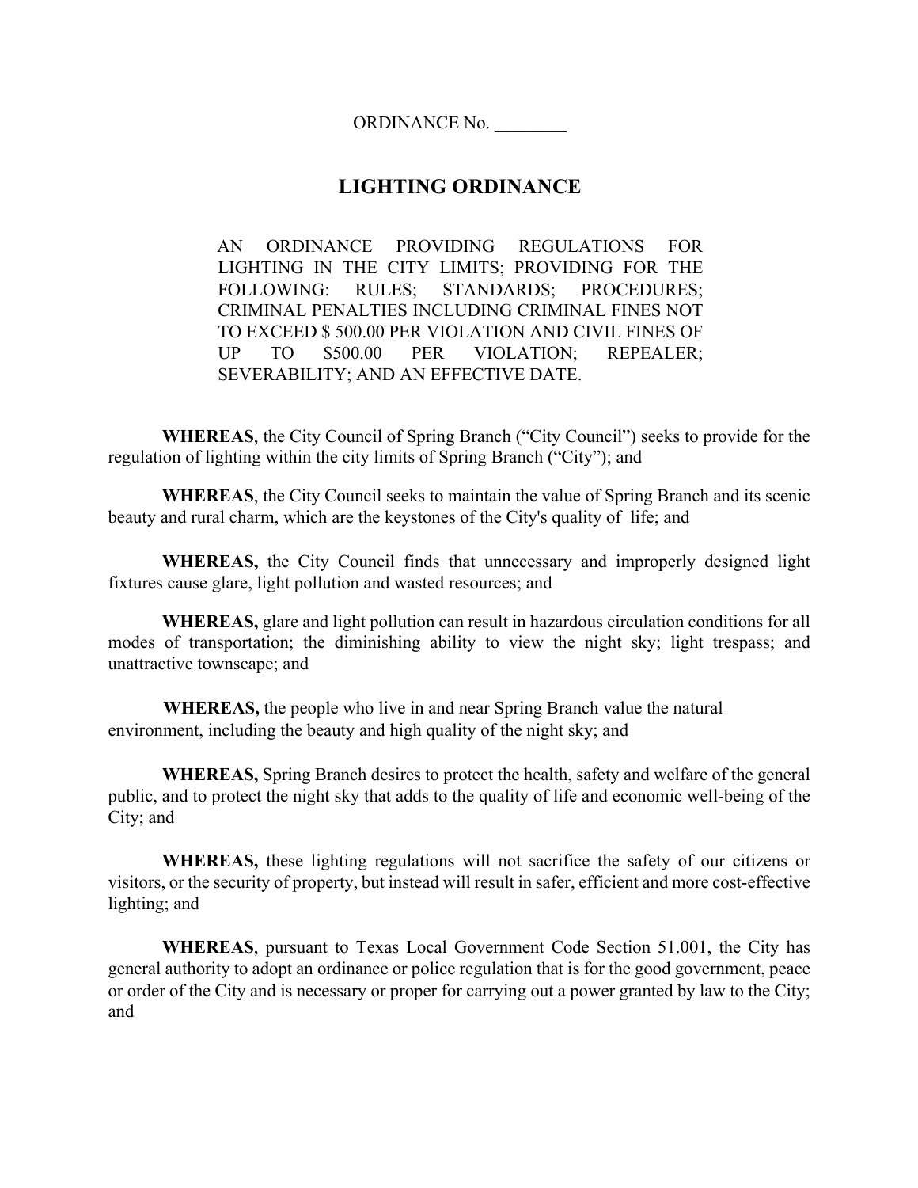ORDINANCE No. ________

# LIGHTING ORDINANCE

AN ORDINANCE PROVIDING REGULATIONS FOR LIGHTING IN THE CITY LIMITS; PROVIDING FOR THE FOLLOWING: RULES; STANDARDS; PROCEDURES; CRIMINAL PENALTIES INCLUDING CRIMINAL FINES NOT TO EXCEED $ 500.00 PER VIOLATION AND CIVIL FINES OF UP TO $500.00 PER VIOLATION; REPEALER; SEVERABILITY; AND AN EFFECTIVE DATE.

**WHEREAS**, the City Council of Spring Branch ("City Council") seeks to provide for the regulation of lighting within the city limits of Spring Branch ("City"); and

**WHEREAS**, the City Council seeks to maintain the value of Spring Branch and its scenic beauty and rural charm, which are the keystones of the City's quality of life; and

**WHEREAS,** the City Council finds that unnecessary and improperly designed light fixtures cause glare, light pollution and wasted resources; and

**WHEREAS,** glare and light pollution can result in hazardous circulation conditions for all modes of transportation; the diminishing ability to view the night sky; light trespass; and unattractive townscape; and

**WHEREAS,** the people who live in and near Spring Branch value the natural environment, including the beauty and high quality of the night sky; and

**WHEREAS,** Spring Branch desires to protect the health, safety and welfare of the general public, and to protect the night sky that adds to the quality of life and economic well-being of the City; and

**WHEREAS,** these lighting regulations will not sacrifice the safety of our citizens or visitors, or the security of property, but instead will result in safer, efficient and more cost-effective lighting; and

**WHEREAS**, pursuant to Texas Local Government Code Section 51.001, the City has general authority to adopt an ordinance or police regulation that is for the good government, peace or order of the City and is necessary or proper for carrying out a power granted by law to the City; and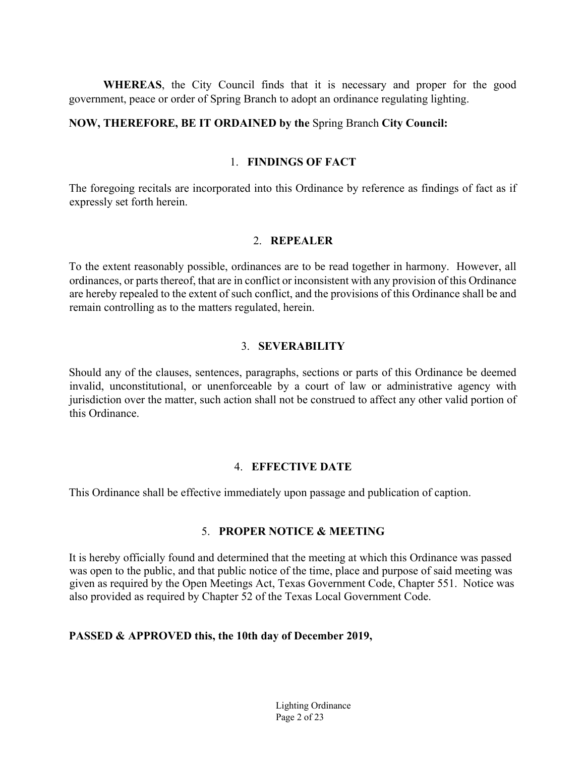**WHEREAS**, the City Council finds that it is necessary and proper for the good government, peace or order of Spring Branch to adopt an ordinance regulating lighting.

**NOW, THEREFORE, BE IT ORDAINED by the** Spring Branch **City Council:**

## 1. FINDINGS OF FACT

The foregoing recitals are incorporated into this Ordinance by reference as findings of fact as if expressly set forth herein.

## 2. REPEALER

To the extent reasonably possible, ordinances are to be read together in harmony. However, all ordinances, or parts thereof, that are in conflict or inconsistent with any provision of this Ordinance are hereby repealed to the extent of such conflict, and the provisions of this Ordinance shall be and remain controlling as to the matters regulated, herein.

## 3. SEVERABILITY

Should any of the clauses, sentences, paragraphs, sections or parts of this Ordinance be deemed invalid, unconstitutional, or unenforceable by a court of law or administrative agency with jurisdiction over the matter, such action shall not be construed to affect any other valid portion of this Ordinance.

## 4. EFFECTIVE DATE

This Ordinance shall be effective immediately upon passage and publication of caption.

## 5. PROPER NOTICE & MEETING

It is hereby officially found and determined that the meeting at which this Ordinance was passed was open to the public, and that public notice of the time, place and purpose of said meeting was given as required by the Open Meetings Act, Texas Government Code, Chapter 551. Notice was also provided as required by Chapter 52 of the Texas Local Government Code.

**PASSED & APPROVED this, the 10th day of December 2019,**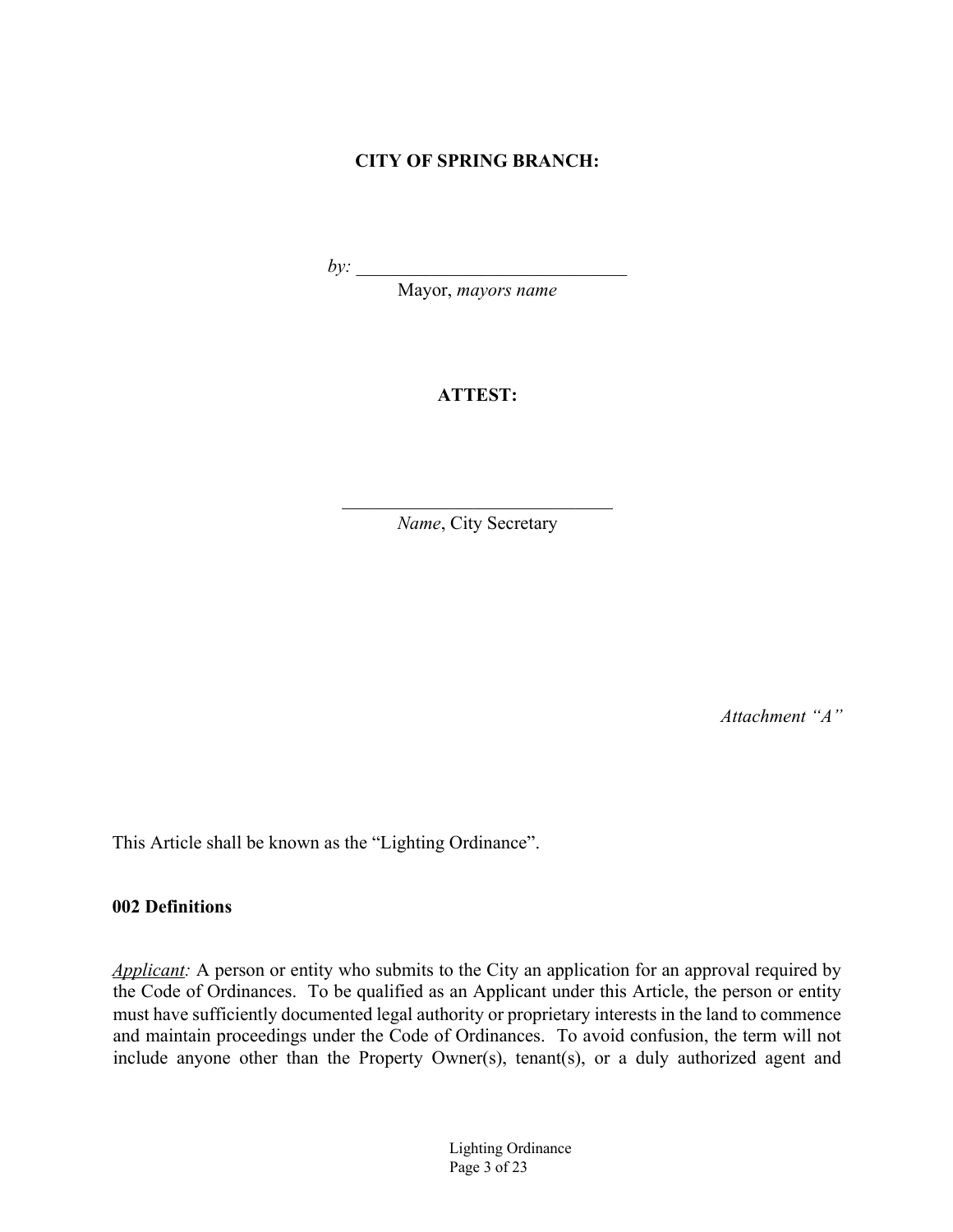**CITY OF SPRING BRANCH:**

*by:* ______________________________
Mayor, *mayors name*

**ATTEST:**

______________________________
*Name*, City Secretary

*Attachment "A"*

This Article shall be known as the "Lighting Ordinance".

**002 Definitions**

*Applicant:* A person or entity who submits to the City an application for an approval required by the Code of Ordinances. To be qualified as an Applicant under this Article, the person or entity must have sufficiently documented legal authority or proprietary interests in the land to commence and maintain proceedings under the Code of Ordinances. To avoid confusion, the term will not include anyone other than the Property Owner(s), tenant(s), or a duly authorized agent and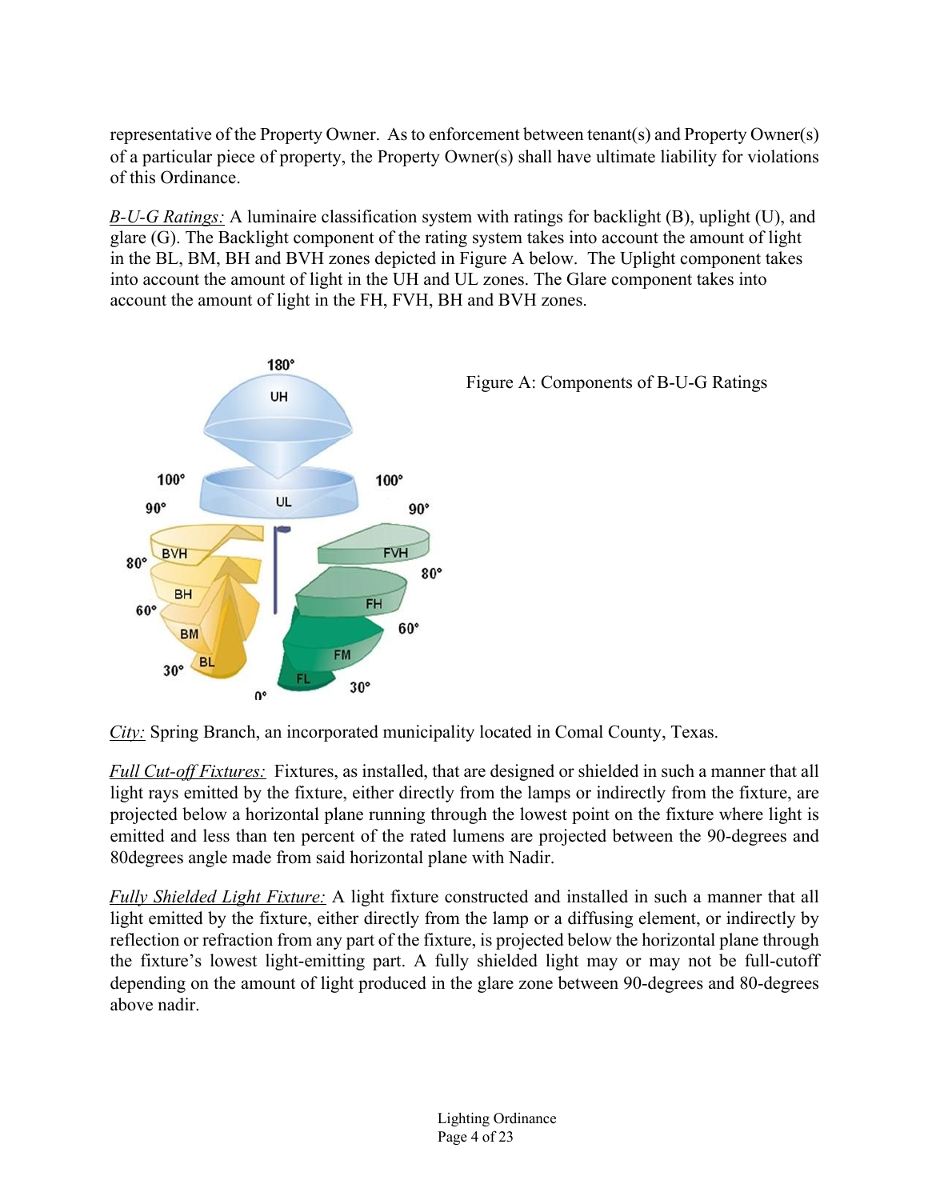representative of the Property Owner. As to enforcement between tenant(s) and Property Owner(s) of a particular piece of property, the Property Owner(s) shall have ultimate liability for violations of this Ordinance.

*B-U-G Ratings:* A luminaire classification system with ratings for backlight (B), uplight (U), and glare (G). The Backlight component of the rating system takes into account the amount of light in the BL, BM, BH and BVH zones depicted in Figure A below. The Uplight component takes into account the amount of light in the UH and UL zones. The Glare component takes into account the amount of light in the FH, FVH, BH and BVH zones.

Figure A: Components of B-U-G Ratings

*City:* Spring Branch, an incorporated municipality located in Comal County, Texas.

*Full Cut-off Fixtures:* Fixtures, as installed, that are designed or shielded in such a manner that all light rays emitted by the fixture, either directly from the lamps or indirectly from the fixture, are projected below a horizontal plane running through the lowest point on the fixture where light is emitted and less than ten percent of the rated lumens are projected between the 90-degrees and 80degrees angle made from said horizontal plane with Nadir.

*Fully Shielded Light Fixture:* A light fixture constructed and installed in such a manner that all light emitted by the fixture, either directly from the lamp or a diffusing element, or indirectly by reflection or refraction from any part of the fixture, is projected below the horizontal plane through the fixture's lowest light-emitting part. A fully shielded light may or may not be full-cutoff depending on the amount of light produced in the glare zone between 90-degrees and 80-degrees above nadir.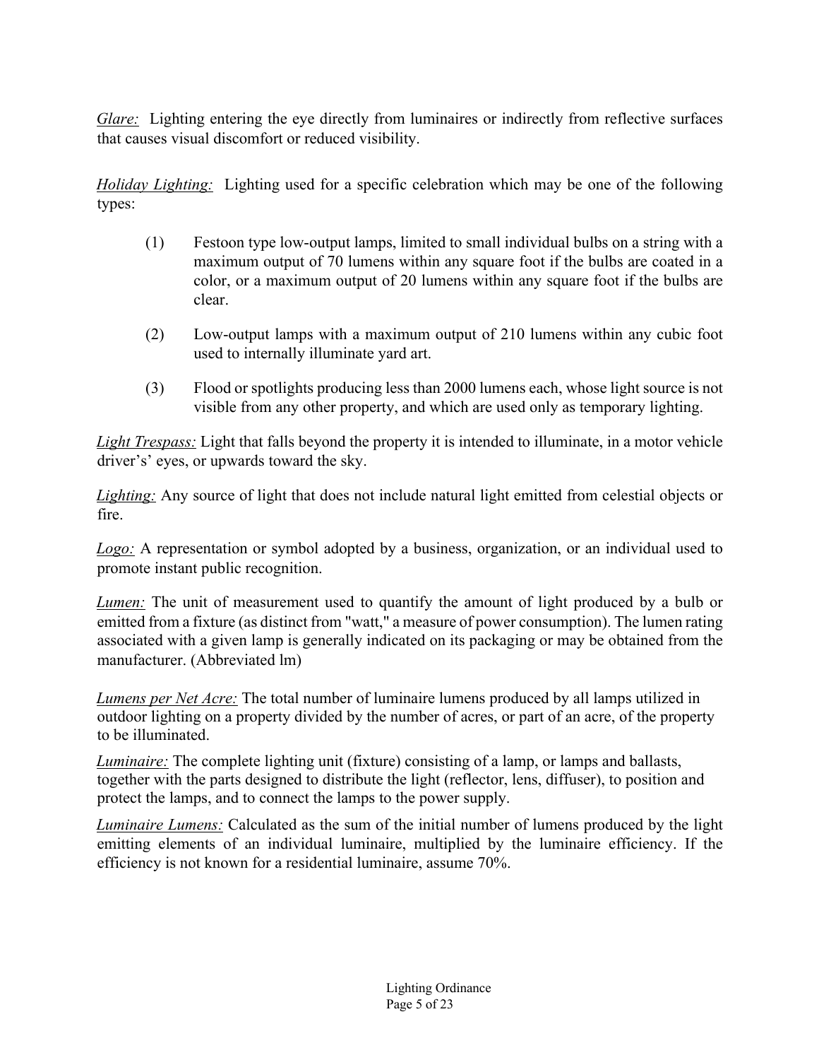*Glare:* Lighting entering the eye directly from luminaires or indirectly from reflective surfaces that causes visual discomfort or reduced visibility.

*Holiday Lighting:* Lighting used for a specific celebration which may be one of the following types:

(1) Festoon type low-output lamps, limited to small individual bulbs on a string with a maximum output of 70 lumens within any square foot if the bulbs are coated in a color, or a maximum output of 20 lumens within any square foot if the bulbs are clear.

(2) Low-output lamps with a maximum output of 210 lumens within any cubic foot used to internally illuminate yard art.

(3) Flood or spotlights producing less than 2000 lumens each, whose light source is not visible from any other property, and which are used only as temporary lighting.

*Light Trespass:* Light that falls beyond the property it is intended to illuminate, in a motor vehicle driver's' eyes, or upwards toward the sky.

*Lighting:* Any source of light that does not include natural light emitted from celestial objects or fire.

*Logo:* A representation or symbol adopted by a business, organization, or an individual used to promote instant public recognition.

*Lumen:* The unit of measurement used to quantify the amount of light produced by a bulb or emitted from a fixture (as distinct from "watt," a measure of power consumption). The lumen rating associated with a given lamp is generally indicated on its packaging or may be obtained from the manufacturer. (Abbreviated lm)

*Lumens per Net Acre:* The total number of luminaire lumens produced by all lamps utilized in outdoor lighting on a property divided by the number of acres, or part of an acre, of the property to be illuminated.

*Luminaire:* The complete lighting unit (fixture) consisting of a lamp, or lamps and ballasts, together with the parts designed to distribute the light (reflector, lens, diffuser), to position and protect the lamps, and to connect the lamps to the power supply.

*Luminaire Lumens:* Calculated as the sum of the initial number of lumens produced by the light emitting elements of an individual luminaire, multiplied by the luminaire efficiency. If the efficiency is not known for a residential luminaire, assume 70%.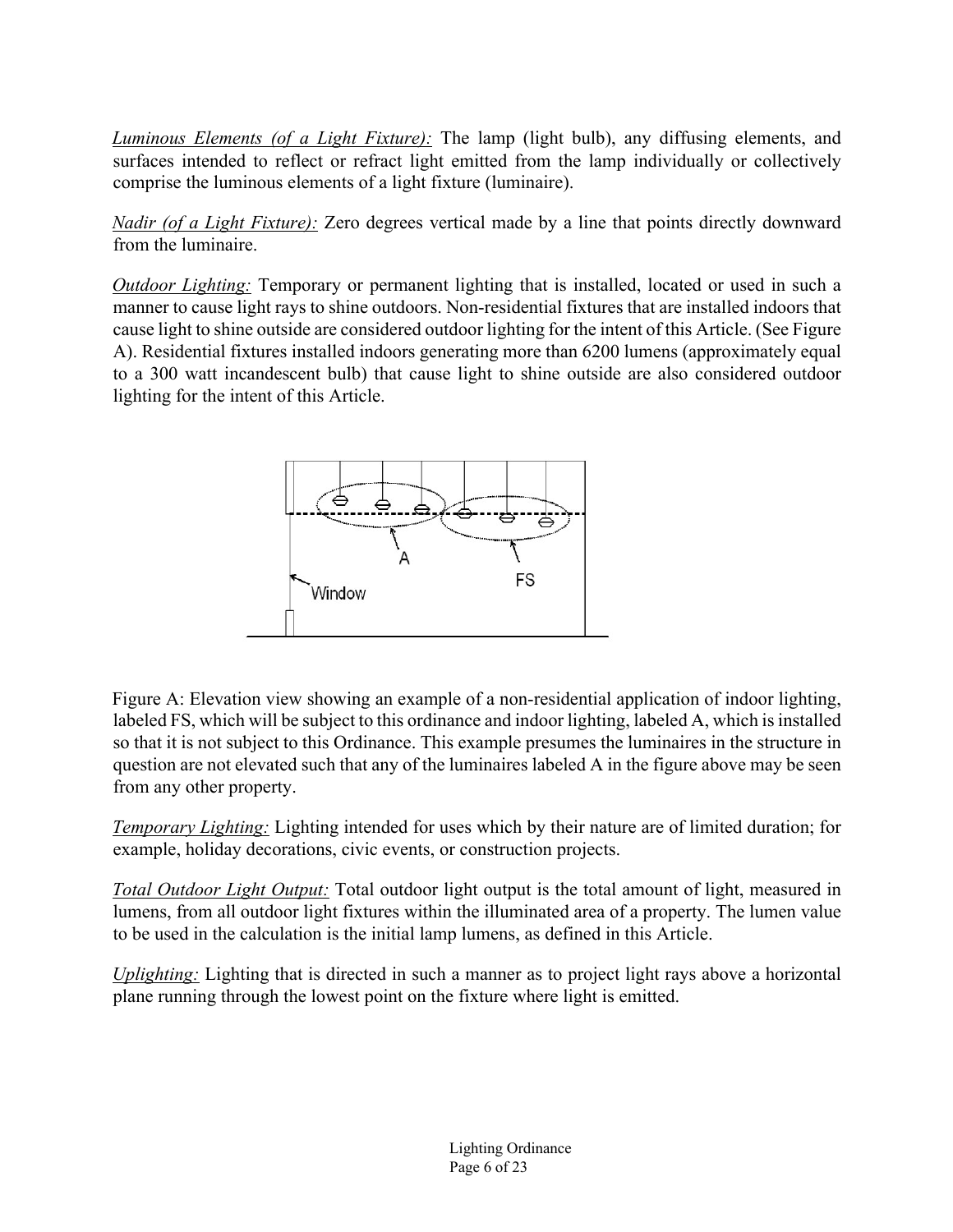*Luminous Elements (of a Light Fixture):* The lamp (light bulb), any diffusing elements, and surfaces intended to reflect or refract light emitted from the lamp individually or collectively comprise the luminous elements of a light fixture (luminaire).

*Nadir (of a Light Fixture):* Zero degrees vertical made by a line that points directly downward from the luminaire.

*Outdoor Lighting:* Temporary or permanent lighting that is installed, located or used in such a manner to cause light rays to shine outdoors. Non-residential fixtures that are installed indoors that cause light to shine outside are considered outdoor lighting for the intent of this Article. (See Figure A). Residential fixtures installed indoors generating more than 6200 lumens (approximately equal to a 300 watt incandescent bulb) that cause light to shine outside are also considered outdoor lighting for the intent of this Article.

Figure A: Elevation view showing an example of a non-residential application of indoor lighting, labeled FS, which will be subject to this ordinance and indoor lighting, labeled A, which is installed so that it is not subject to this Ordinance. This example presumes the luminaires in the structure in question are not elevated such that any of the luminaires labeled A in the figure above may be seen from any other property.

*Temporary Lighting:* Lighting intended for uses which by their nature are of limited duration; for example, holiday decorations, civic events, or construction projects.

*Total Outdoor Light Output:* Total outdoor light output is the total amount of light, measured in lumens, from all outdoor light fixtures within the illuminated area of a property. The lumen value to be used in the calculation is the initial lamp lumens, as defined in this Article.

*Uplighting:* Lighting that is directed in such a manner as to project light rays above a horizontal plane running through the lowest point on the fixture where light is emitted.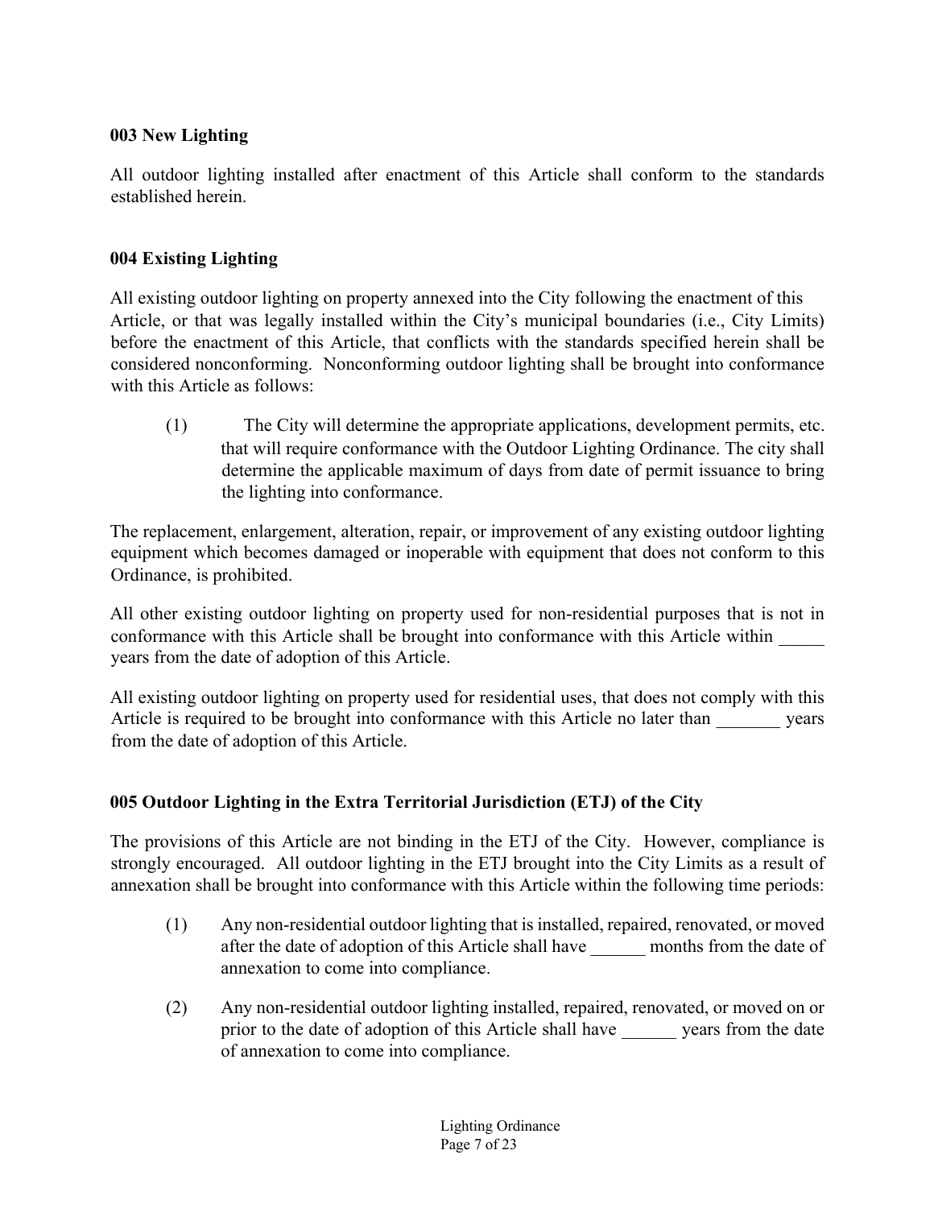**003 New Lighting**

All outdoor lighting installed after enactment of this Article shall conform to the standards established herein.

**004 Existing Lighting**

All existing outdoor lighting on property annexed into the City following the enactment of this Article, or that was legally installed within the City's municipal boundaries (i.e., City Limits) before the enactment of this Article, that conflicts with the standards specified herein shall be considered nonconforming. Nonconforming outdoor lighting shall be brought into conformance with this Article as follows:

(1) The City will determine the appropriate applications, development permits, etc. that will require conformance with the Outdoor Lighting Ordinance. The city shall determine the applicable maximum of days from date of permit issuance to bring the lighting into conformance.

The replacement, enlargement, alteration, repair, or improvement of any existing outdoor lighting equipment which becomes damaged or inoperable with equipment that does not conform to this Ordinance, is prohibited.

All other existing outdoor lighting on property used for non-residential purposes that is not in conformance with this Article shall be brought into conformance with this Article within _____ years from the date of adoption of this Article.

All existing outdoor lighting on property used for residential uses, that does not comply with this Article is required to be brought into conformance with this Article no later than _______ years from the date of adoption of this Article.

**005 Outdoor Lighting in the Extra Territorial Jurisdiction (ETJ) of the City**

The provisions of this Article are not binding in the ETJ of the City. However, compliance is strongly encouraged. All outdoor lighting in the ETJ brought into the City Limits as a result of annexation shall be brought into conformance with this Article within the following time periods:

(1) Any non-residential outdoor lighting that is installed, repaired, renovated, or moved after the date of adoption of this Article shall have ______ months from the date of annexation to come into compliance.

(2) Any non-residential outdoor lighting installed, repaired, renovated, or moved on or prior to the date of adoption of this Article shall have ______ years from the date of annexation to come into compliance.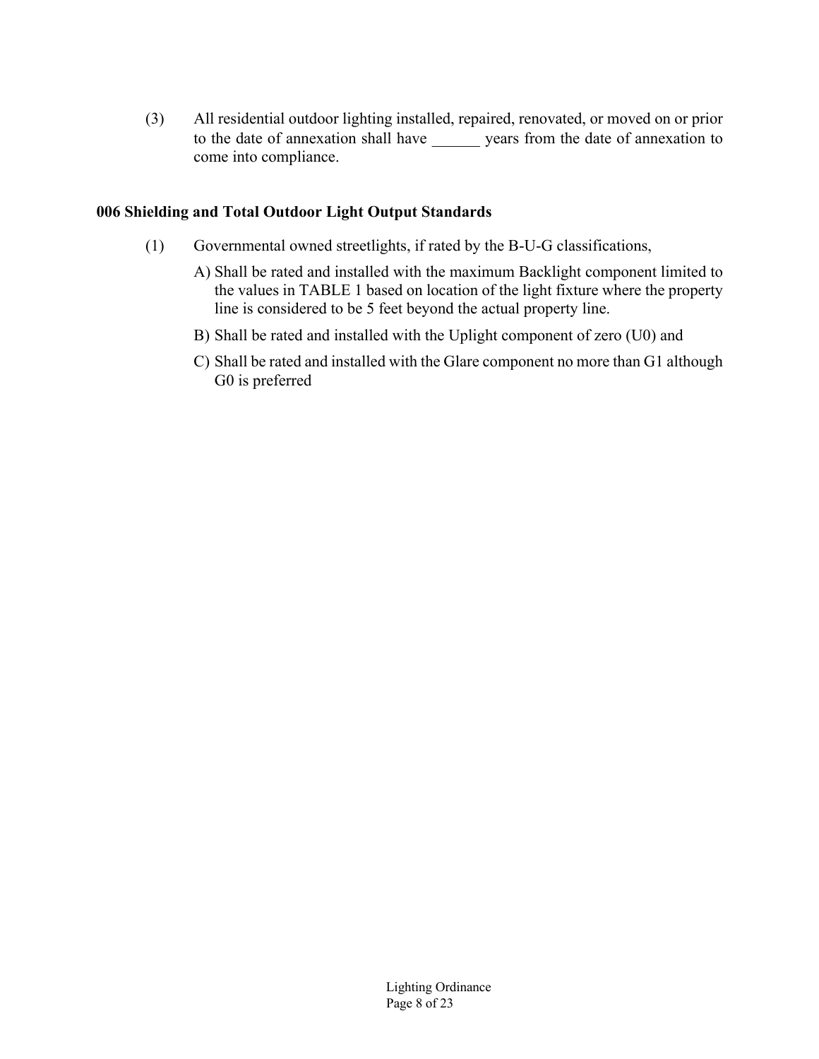(3) All residential outdoor lighting installed, repaired, renovated, or moved on or prior to the date of annexation shall have ______ years from the date of annexation to come into compliance.

### 006 Shielding and Total Outdoor Light Output Standards

(1) Governmental owned streetlights, if rated by the B-U-G classifications,

A) Shall be rated and installed with the maximum Backlight component limited to the values in TABLE 1 based on location of the light fixture where the property line is considered to be 5 feet beyond the actual property line.

B) Shall be rated and installed with the Uplight component of zero (U0) and

C) Shall be rated and installed with the Glare component no more than G1 although G0 is preferred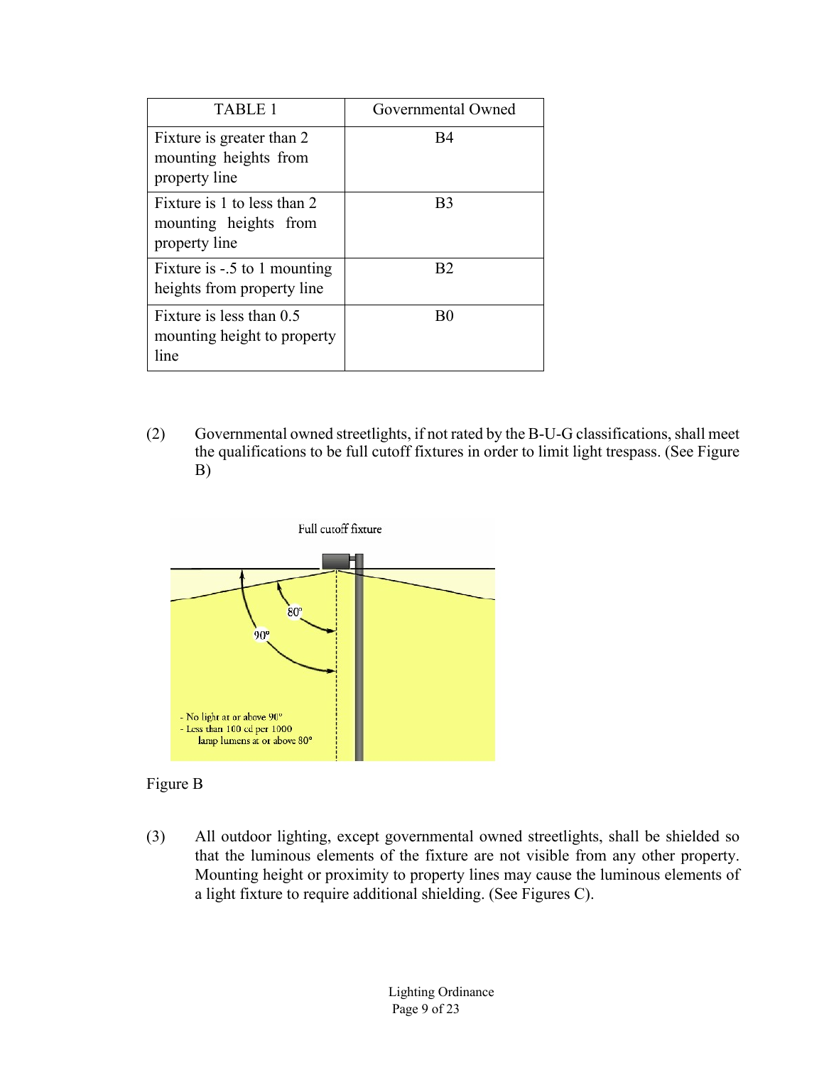| TABLE 1 | Governmental Owned |
| --- | --- |
| Fixture is greater than 2 mounting heights from property line | B4 |
| Fixture is 1 to less than 2 mounting heights from property line | B3 |
| Fixture is -.5 to 1 mounting heights from property line | B2 |
| Fixture is less than 0.5 mounting height to property line | B0 |

(2) Governmental owned streetlights, if not rated by the B-U-G classifications, shall meet the qualifications to be full cutoff fixtures in order to limit light trespass. (See Figure B)

Full cutoff fixture

- No light at or above 90°
- Less than 100 cd per 1000 lamp lumens at or above 80°

Figure B

(3) All outdoor lighting, except governmental owned streetlights, shall be shielded so that the luminous elements of the fixture are not visible from any other property. Mounting height or proximity to property lines may cause the luminous elements of a light fixture to require additional shielding. (See Figures C).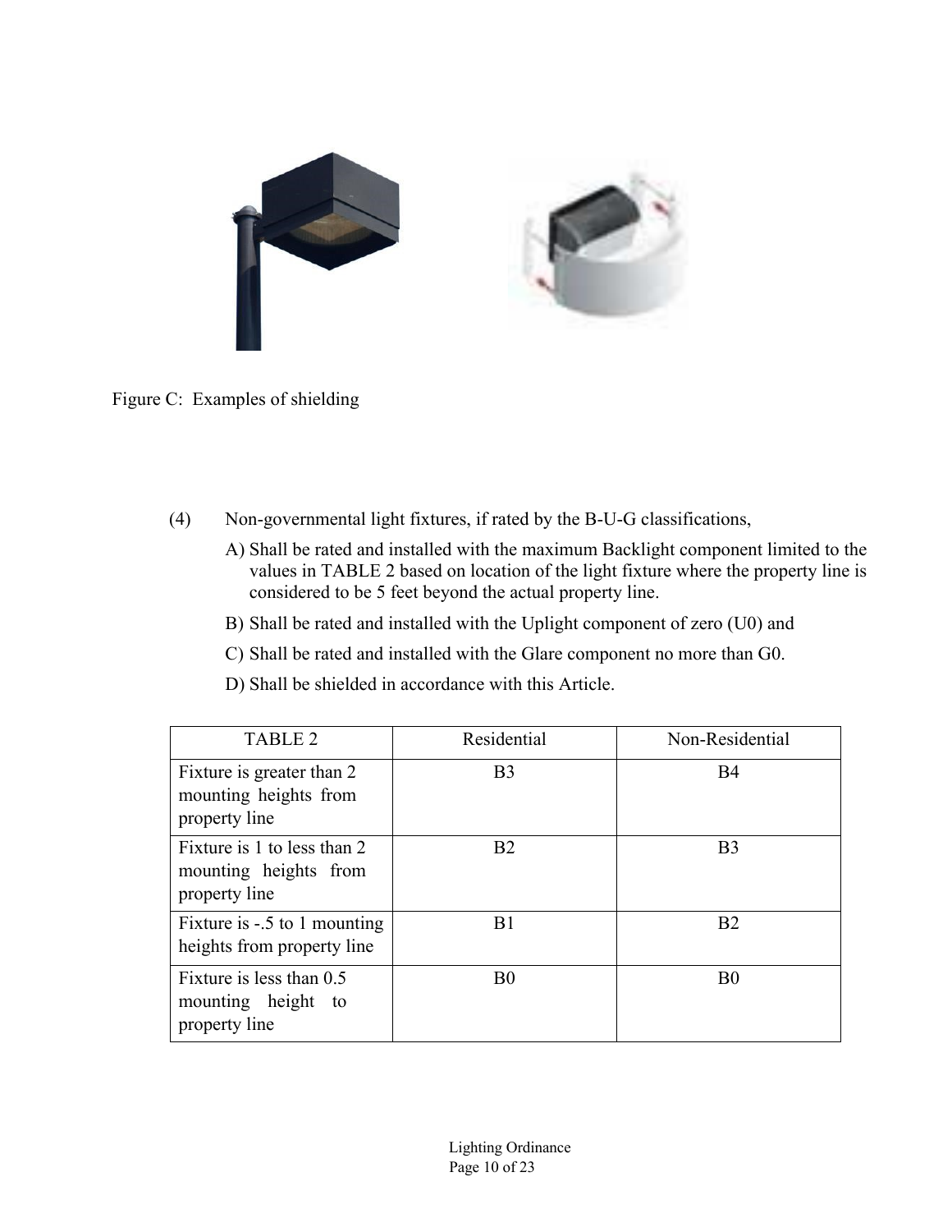Figure C: Examples of shielding

(4) Non-governmental light fixtures, if rated by the B-U-G classifications,

A) Shall be rated and installed with the maximum Backlight component limited to the values in TABLE 2 based on location of the light fixture where the property line is considered to be 5 feet beyond the actual property line.

B) Shall be rated and installed with the Uplight component of zero (U0) and

C) Shall be rated and installed with the Glare component no more than G0.

D) Shall be shielded in accordance with this Article.

| TABLE 2 | Residential | Non-Residential |
|---|---|---|
| Fixture is greater than 2 mounting heights from property line | B3 | B4 |
| Fixture is 1 to less than 2 mounting heights from property line | B2 | B3 |
| Fixture is -.5 to 1 mounting heights from property line | B1 | B2 |
| Fixture is less than 0.5 mounting height to property line | B0 | B0 |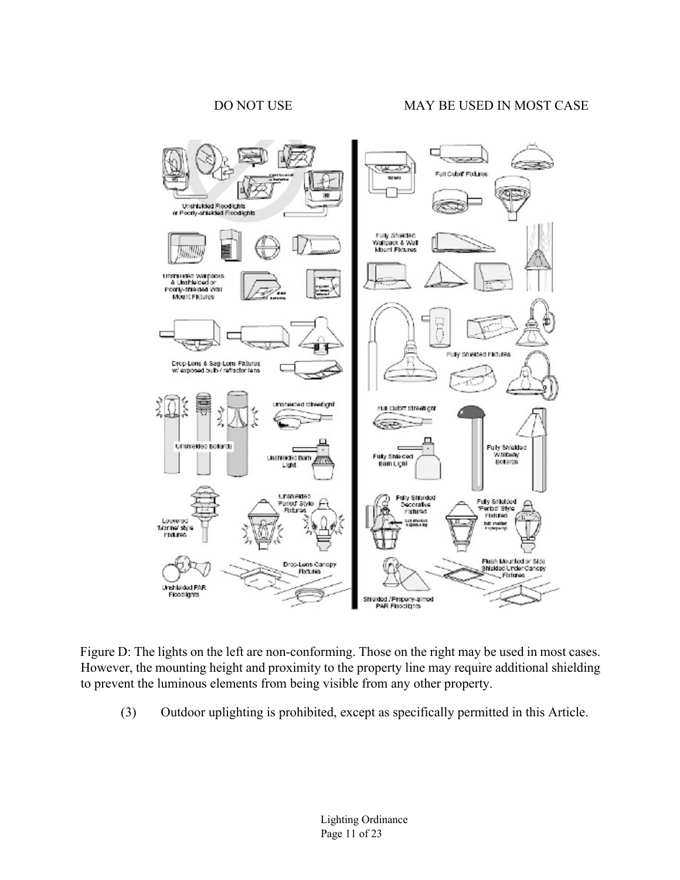DO NOT USE MAY BE USED IN MOST CASE

Figure D: The lights on the left are non-conforming. Those on the right may be used in most cases. However, the mounting height and proximity to the property line may require additional shielding to prevent the luminous elements from being visible from any other property.

(3) Outdoor uplighting is prohibited, except as specifically permitted in this Article.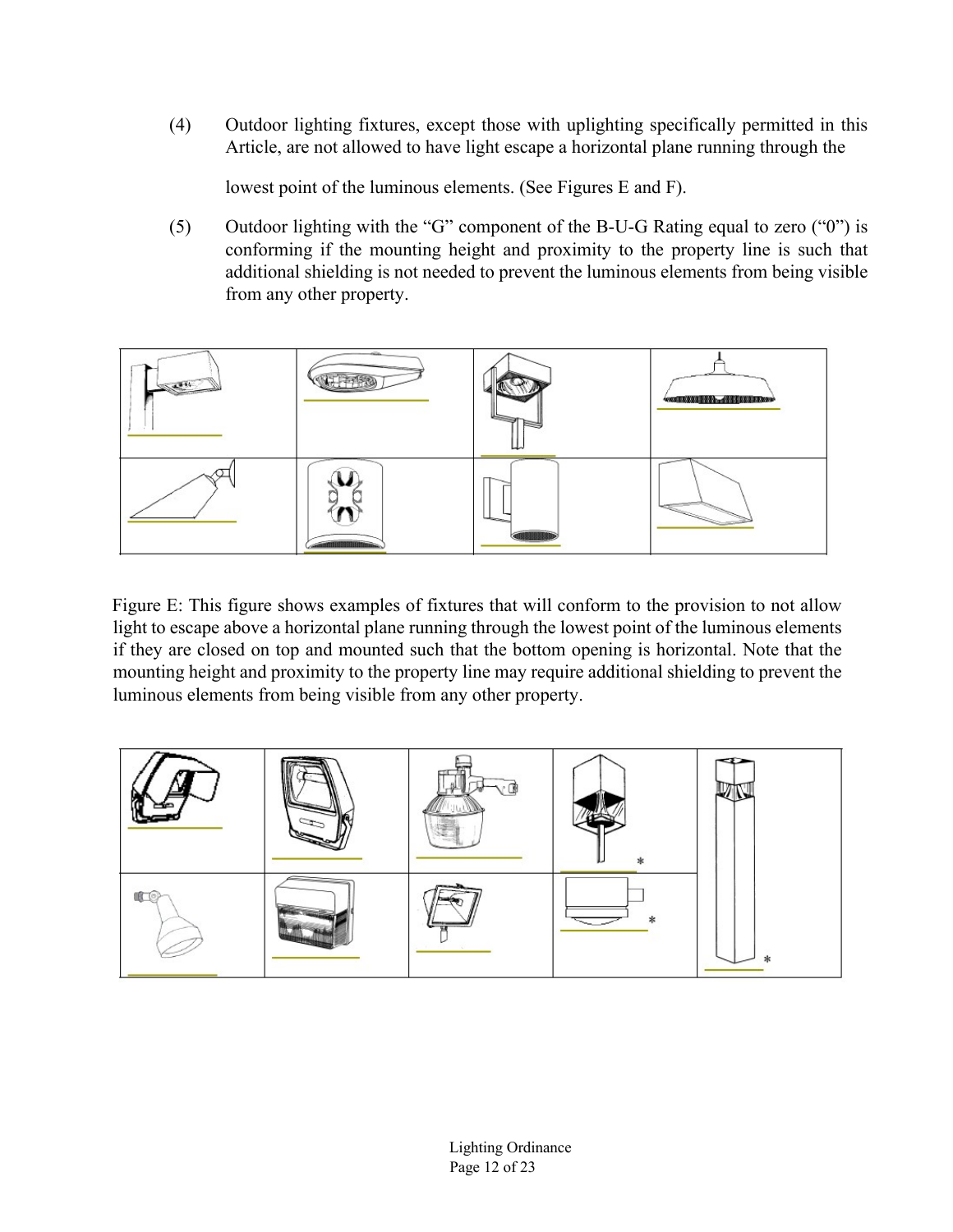(4) Outdoor lighting fixtures, except those with uplighting specifically permitted in this Article, are not allowed to have light escape a horizontal plane running through the lowest point of the luminous elements. (See Figures E and F).

(5) Outdoor lighting with the "G" component of the B-U-G Rating equal to zero ("0") is conforming if the mounting height and proximity to the property line is such that additional shielding is not needed to prevent the luminous elements from being visible from any other property.

Figure E: This figure shows examples of fixtures that will conform to the provision to not allow light to escape above a horizontal plane running through the lowest point of the luminous elements if they are closed on top and mounted such that the bottom opening is horizontal. Note that the mounting height and proximity to the property line may require additional shielding to prevent the luminous elements from being visible from any other property.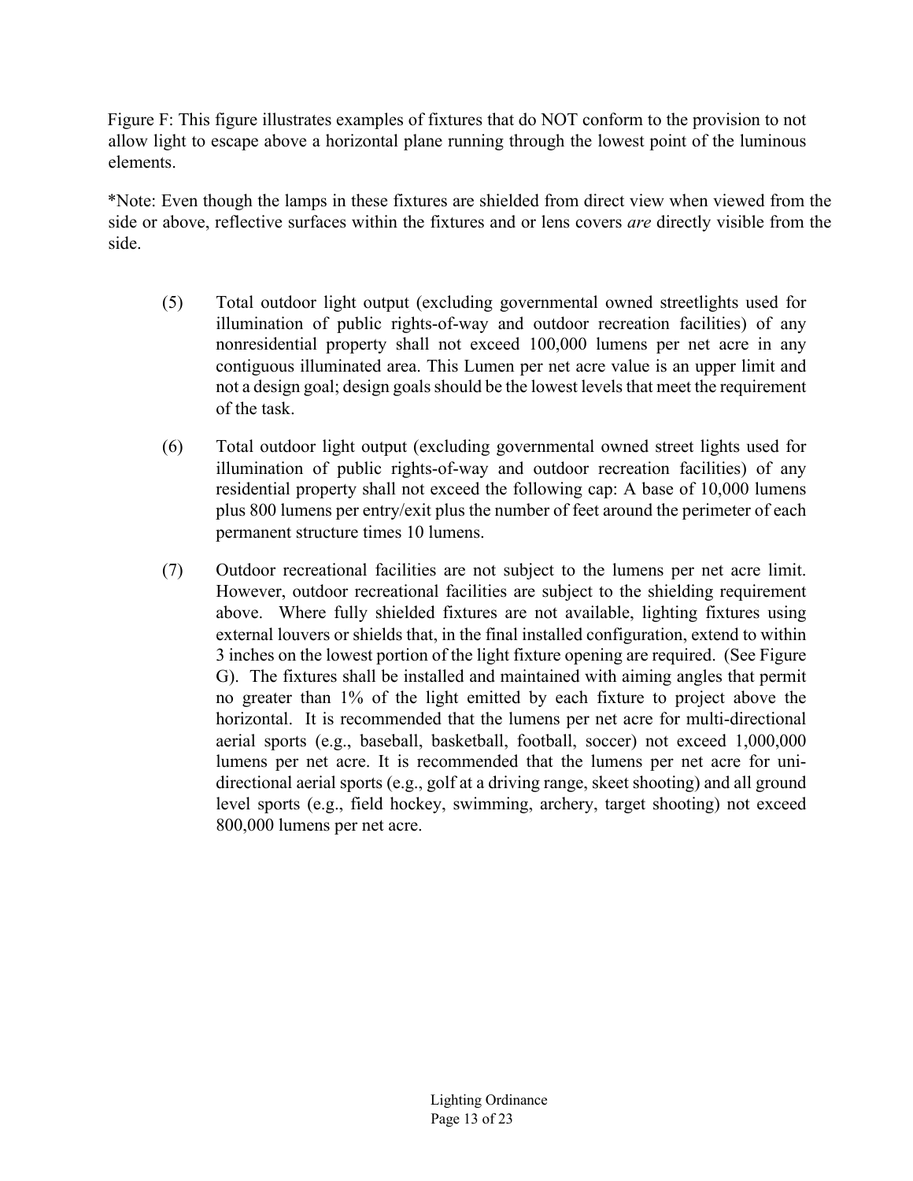Figure F: This figure illustrates examples of fixtures that do NOT conform to the provision to not allow light to escape above a horizontal plane running through the lowest point of the luminous elements.

*Note: Even though the lamps in these fixtures are shielded from direct view when viewed from the side or above, reflective surfaces within the fixtures and or lens covers *are* directly visible from the side.

(5) Total outdoor light output (excluding governmental owned streetlights used for illumination of public rights-of-way and outdoor recreation facilities) of any nonresidential property shall not exceed 100,000 lumens per net acre in any contiguous illuminated area. This Lumen per net acre value is an upper limit and not a design goal; design goals should be the lowest levels that meet the requirement of the task.

(6) Total outdoor light output (excluding governmental owned street lights used for illumination of public rights-of-way and outdoor recreation facilities) of any residential property shall not exceed the following cap: A base of 10,000 lumens plus 800 lumens per entry/exit plus the number of feet around the perimeter of each permanent structure times 10 lumens.

(7) Outdoor recreational facilities are not subject to the lumens per net acre limit. However, outdoor recreational facilities are subject to the shielding requirement above. Where fully shielded fixtures are not available, lighting fixtures using external louvers or shields that, in the final installed configuration, extend to within 3 inches on the lowest portion of the light fixture opening are required. (See Figure G). The fixtures shall be installed and maintained with aiming angles that permit no greater than 1% of the light emitted by each fixture to project above the horizontal. It is recommended that the lumens per net acre for multi-directional aerial sports (e.g., baseball, basketball, football, soccer) not exceed 1,000,000 lumens per net acre. It is recommended that the lumens per net acre for uni-directional aerial sports (e.g., golf at a driving range, skeet shooting) and all ground level sports (e.g., field hockey, swimming, archery, target shooting) not exceed 800,000 lumens per net acre.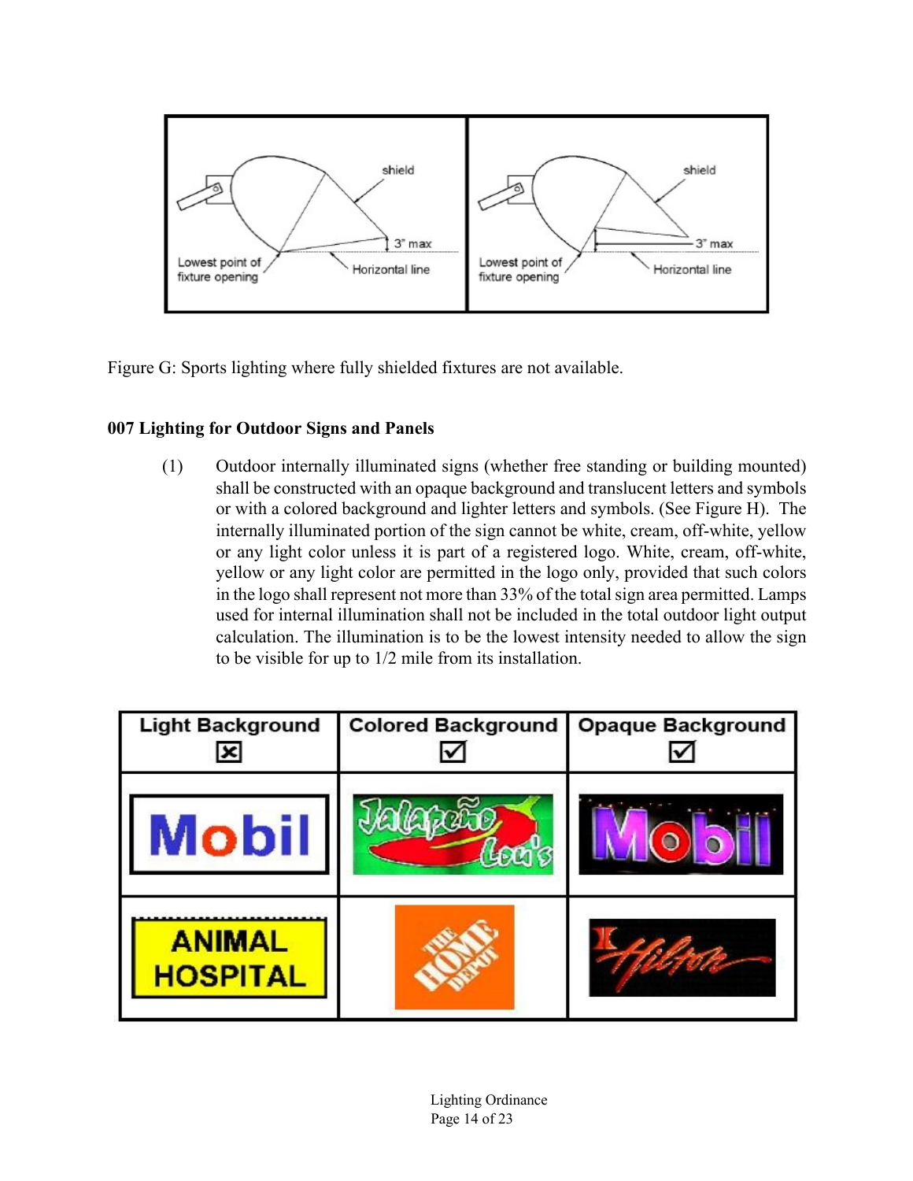Figure G: Sports lighting where fully shielded fixtures are not available.

**007 Lighting for Outdoor Signs and Panels**

(1) Outdoor internally illuminated signs (whether free standing or building mounted) shall be constructed with an opaque background and translucent letters and symbols or with a colored background and lighter letters and symbols. (See Figure H). The internally illuminated portion of the sign cannot be white, cream, off-white, yellow or any light color unless it is part of a registered logo. White, cream, off-white, yellow or any light color are permitted in the logo only, provided that such colors in the logo shall represent not more than 33% of the total sign area permitted. Lamps used for internal illumination shall not be included in the total outdoor light output calculation. The illumination is to be the lowest intensity needed to allow the sign to be visible for up to 1/2 mile from its installation.

| Light Background ☒ | Colored Background ☑ | Opaque Background ☑ |
| --- | --- | --- |
| Mobil | Jalapeño Lou's | Mobil |
| ANIMAL HOSPITAL | THE HOME DEPOT | Hilton |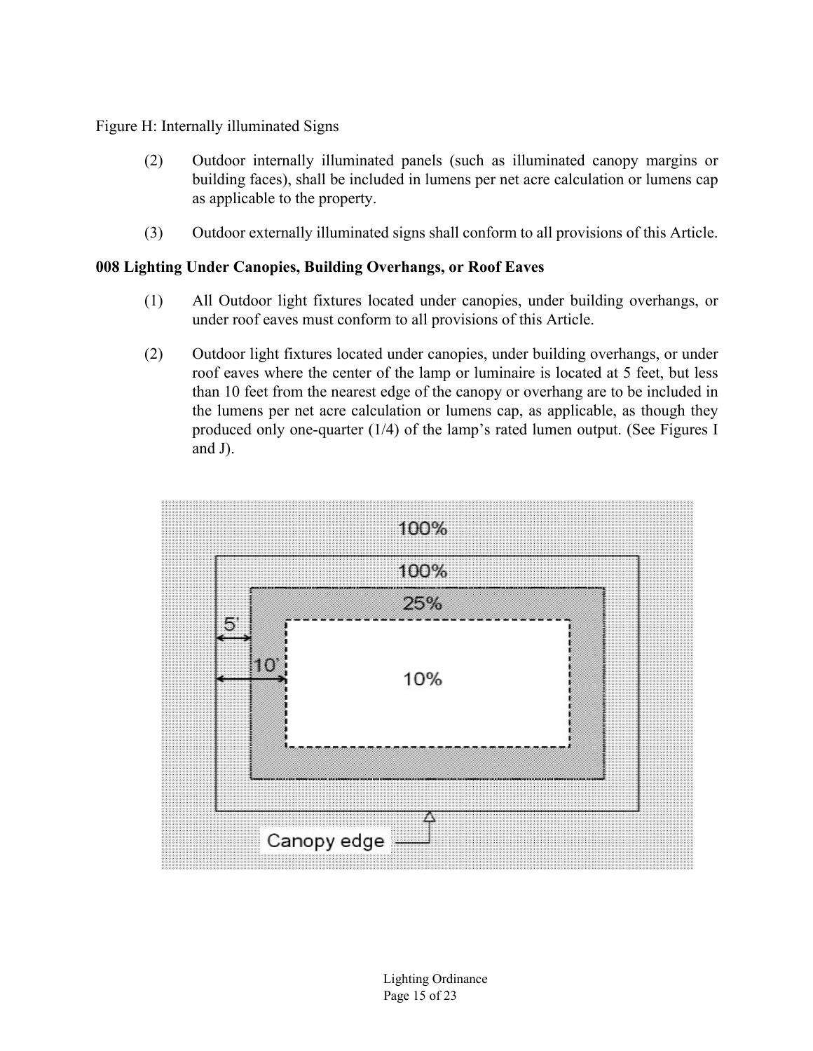Figure H: Internally illuminated Signs

(2) Outdoor internally illuminated panels (such as illuminated canopy margins or building faces), shall be included in lumens per net acre calculation or lumens cap as applicable to the property.

(3) Outdoor externally illuminated signs shall conform to all provisions of this Article.

**008 Lighting Under Canopies, Building Overhangs, or Roof Eaves**

(1) All Outdoor light fixtures located under canopies, under building overhangs, or under roof eaves must conform to all provisions of this Article.

(2) Outdoor light fixtures located under canopies, under building overhangs, or under roof eaves where the center of the lamp or luminaire is located at 5 feet, but less than 10 feet from the nearest edge of the canopy or overhang are to be included in the lumens per net acre calculation or lumens cap, as applicable, as though they produced only one-quarter (1/4) of the lamp's rated lumen output. (See Figures I and J).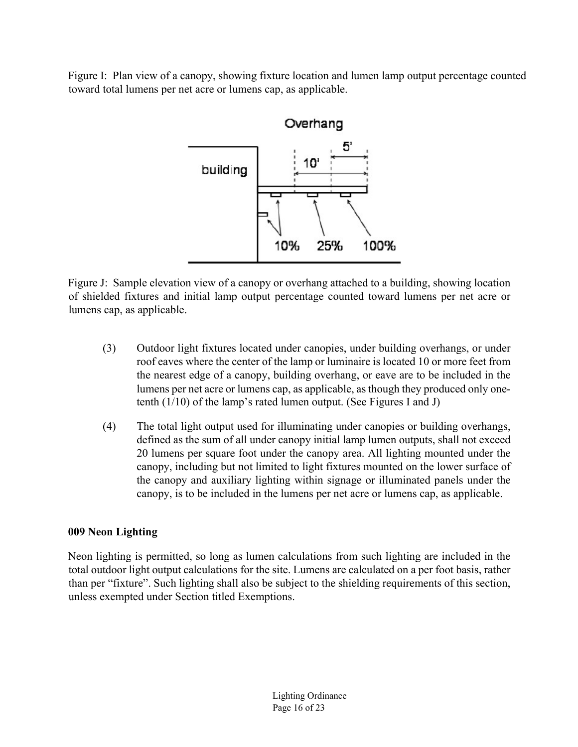Figure I: Plan view of a canopy, showing fixture location and lumen lamp output percentage counted toward total lumens per net acre or lumens cap, as applicable.

Figure J: Sample elevation view of a canopy or overhang attached to a building, showing location of shielded fixtures and initial lamp output percentage counted toward lumens per net acre or lumens cap, as applicable.

(3) Outdoor light fixtures located under canopies, under building overhangs, or under roof eaves where the center of the lamp or luminaire is located 10 or more feet from the nearest edge of a canopy, building overhang, or eave are to be included in the lumens per net acre or lumens cap, as applicable, as though they produced only one-tenth (1/10) of the lamp's rated lumen output. (See Figures I and J)

(4) The total light output used for illuminating under canopies or building overhangs, defined as the sum of all under canopy initial lamp lumen outputs, shall not exceed 20 lumens per square foot under the canopy area. All lighting mounted under the canopy, including but not limited to light fixtures mounted on the lower surface of the canopy and auxiliary lighting within signage or illuminated panels under the canopy, is to be included in the lumens per net acre or lumens cap, as applicable.

**009 Neon Lighting**

Neon lighting is permitted, so long as lumen calculations from such lighting are included in the total outdoor light output calculations for the site. Lumens are calculated on a per foot basis, rather than per "fixture". Such lighting shall also be subject to the shielding requirements of this section, unless exempted under Section titled Exemptions.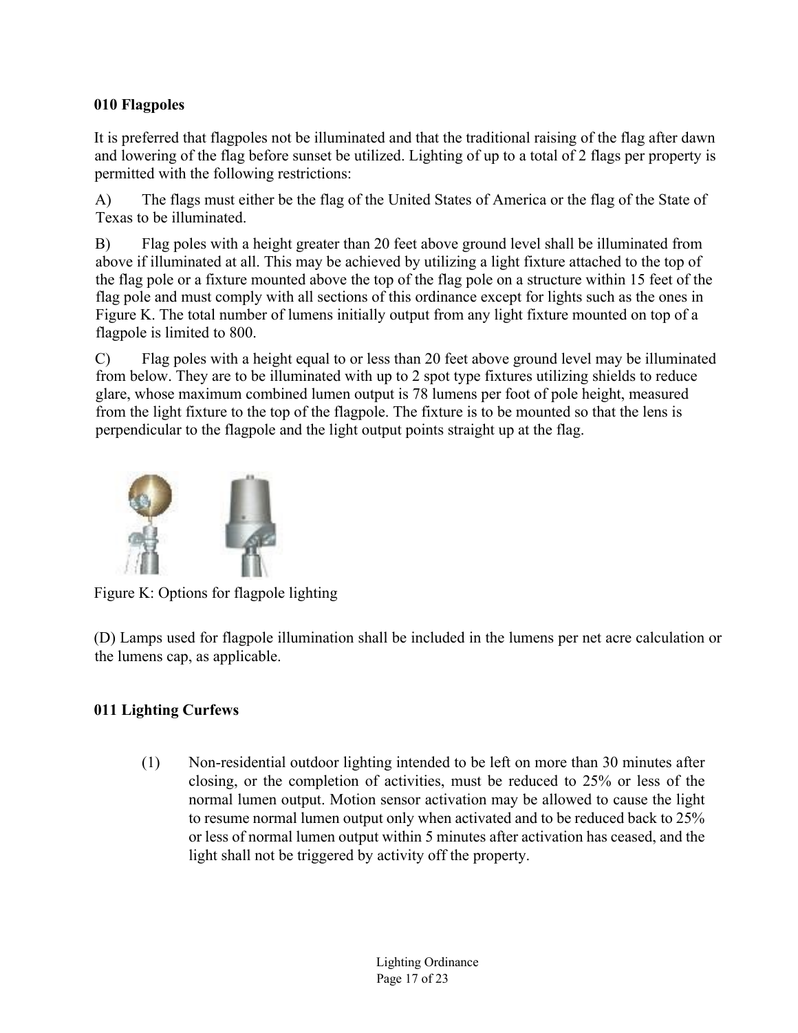**010 Flagpoles**

It is preferred that flagpoles not be illuminated and that the traditional raising of the flag after dawn and lowering of the flag before sunset be utilized. Lighting of up to a total of 2 flags per property is permitted with the following restrictions:

A) The flags must either be the flag of the United States of America or the flag of the State of Texas to be illuminated.

B) Flag poles with a height greater than 20 feet above ground level shall be illuminated from above if illuminated at all. This may be achieved by utilizing a light fixture attached to the top of the flag pole or a fixture mounted above the top of the flag pole on a structure within 15 feet of the flag pole and must comply with all sections of this ordinance except for lights such as the ones in Figure K. The total number of lumens initially output from any light fixture mounted on top of a flagpole is limited to 800.

C) Flag poles with a height equal to or less than 20 feet above ground level may be illuminated from below. They are to be illuminated with up to 2 spot type fixtures utilizing shields to reduce glare, whose maximum combined lumen output is 78 lumens per foot of pole height, measured from the light fixture to the top of the flagpole. The fixture is to be mounted so that the lens is perpendicular to the flagpole and the light output points straight up at the flag.

Figure K: Options for flagpole lighting

(D) Lamps used for flagpole illumination shall be included in the lumens per net acre calculation or the lumens cap, as applicable.

**011 Lighting Curfews**

(1) Non-residential outdoor lighting intended to be left on more than 30 minutes after closing, or the completion of activities, must be reduced to 25% or less of the normal lumen output. Motion sensor activation may be allowed to cause the light to resume normal lumen output only when activated and to be reduced back to 25% or less of normal lumen output within 5 minutes after activation has ceased, and the light shall not be triggered by activity off the property.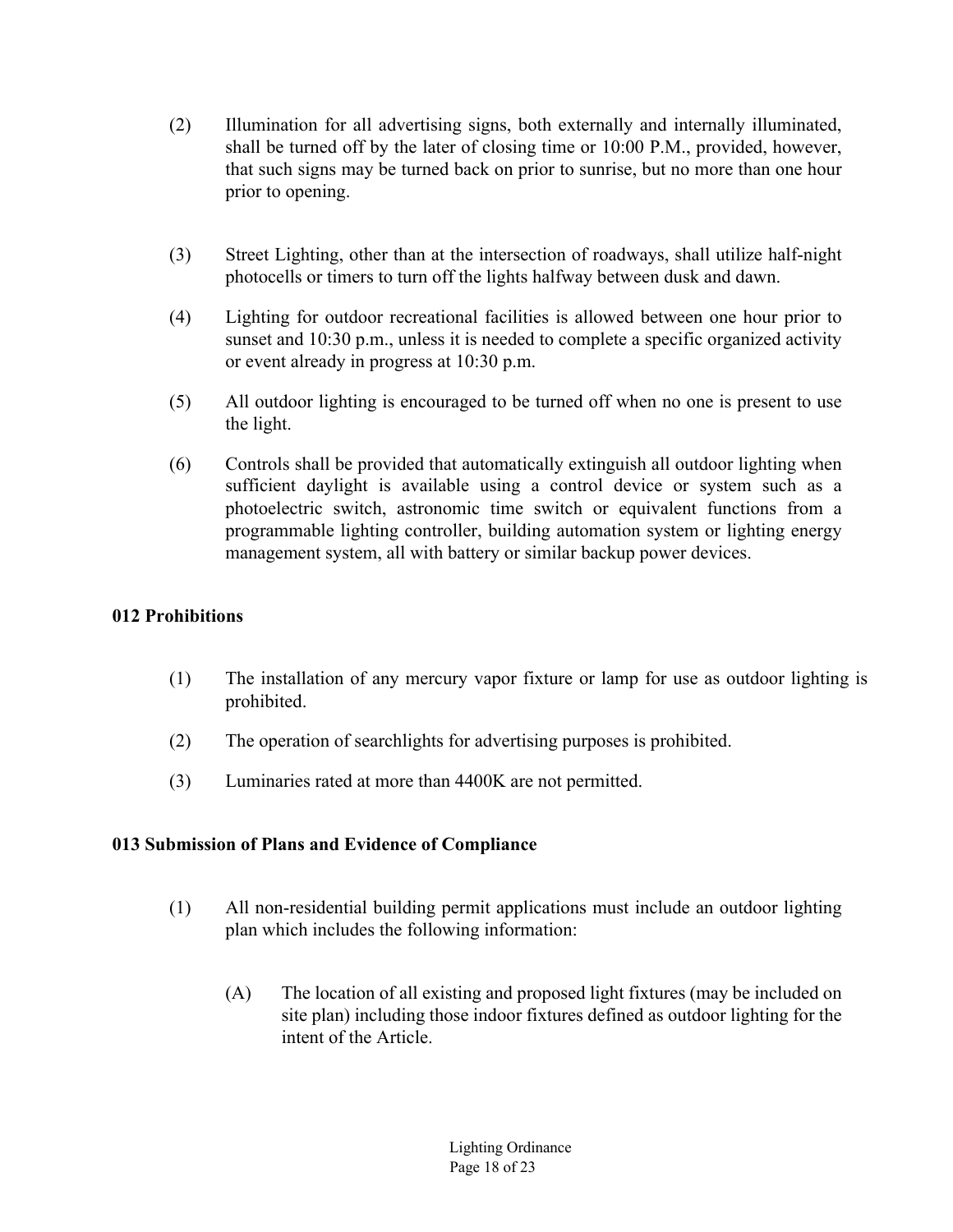(2) Illumination for all advertising signs, both externally and internally illuminated, shall be turned off by the later of closing time or 10:00 P.M., provided, however, that such signs may be turned back on prior to sunrise, but no more than one hour prior to opening.

(3) Street Lighting, other than at the intersection of roadways, shall utilize half-night photocells or timers to turn off the lights halfway between dusk and dawn.

(4) Lighting for outdoor recreational facilities is allowed between one hour prior to sunset and 10:30 p.m., unless it is needed to complete a specific organized activity or event already in progress at 10:30 p.m.

(5) All outdoor lighting is encouraged to be turned off when no one is present to use the light.

(6) Controls shall be provided that automatically extinguish all outdoor lighting when sufficient daylight is available using a control device or system such as a photoelectric switch, astronomic time switch or equivalent functions from a programmable lighting controller, building automation system or lighting energy management system, all with battery or similar backup power devices.

**012 Prohibitions**

(1) The installation of any mercury vapor fixture or lamp for use as outdoor lighting is prohibited.

(2) The operation of searchlights for advertising purposes is prohibited.

(3) Luminaries rated at more than 4400K are not permitted.

**013 Submission of Plans and Evidence of Compliance**

(1) All non-residential building permit applications must include an outdoor lighting plan which includes the following information:

(A) The location of all existing and proposed light fixtures (may be included on site plan) including those indoor fixtures defined as outdoor lighting for the intent of the Article.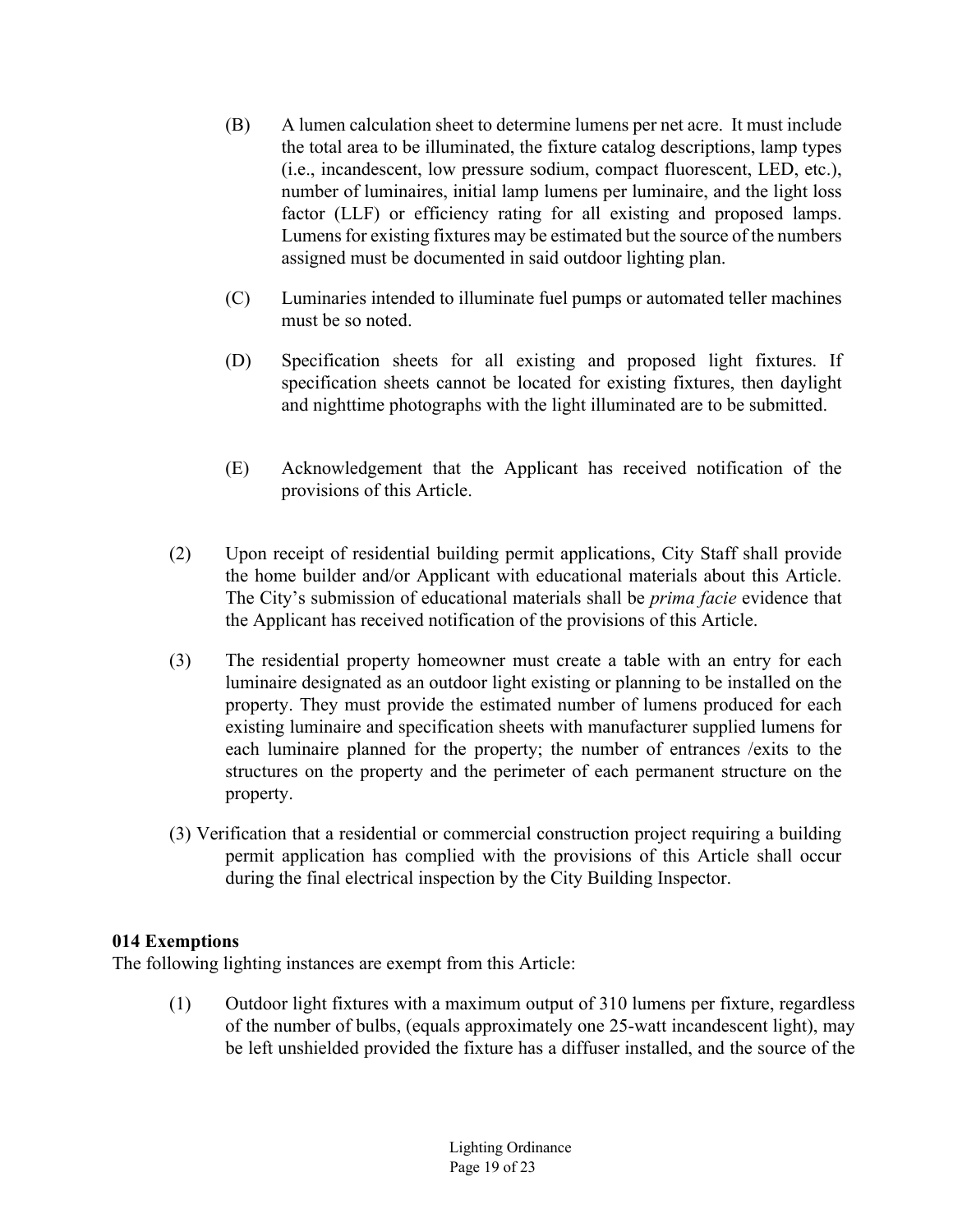(B) A lumen calculation sheet to determine lumens per net acre. It must include the total area to be illuminated, the fixture catalog descriptions, lamp types (i.e., incandescent, low pressure sodium, compact fluorescent, LED, etc.), number of luminaires, initial lamp lumens per luminaire, and the light loss factor (LLF) or efficiency rating for all existing and proposed lamps. Lumens for existing fixtures may be estimated but the source of the numbers assigned must be documented in said outdoor lighting plan.

(C) Luminaries intended to illuminate fuel pumps or automated teller machines must be so noted.

(D) Specification sheets for all existing and proposed light fixtures. If specification sheets cannot be located for existing fixtures, then daylight and nighttime photographs with the light illuminated are to be submitted.

(E) Acknowledgement that the Applicant has received notification of the provisions of this Article.

(2) Upon receipt of residential building permit applications, City Staff shall provide the home builder and/or Applicant with educational materials about this Article. The City's submission of educational materials shall be *prima facie* evidence that the Applicant has received notification of the provisions of this Article.

(3) The residential property homeowner must create a table with an entry for each luminaire designated as an outdoor light existing or planning to be installed on the property. They must provide the estimated number of lumens produced for each existing luminaire and specification sheets with manufacturer supplied lumens for each luminaire planned for the property; the number of entrances /exits to the structures on the property and the perimeter of each permanent structure on the property.

(3) Verification that a residential or commercial construction project requiring a building permit application has complied with the provisions of this Article shall occur during the final electrical inspection by the City Building Inspector.

**014 Exemptions**

The following lighting instances are exempt from this Article:

(1) Outdoor light fixtures with a maximum output of 310 lumens per fixture, regardless of the number of bulbs, (equals approximately one 25-watt incandescent light), may be left unshielded provided the fixture has a diffuser installed, and the source of the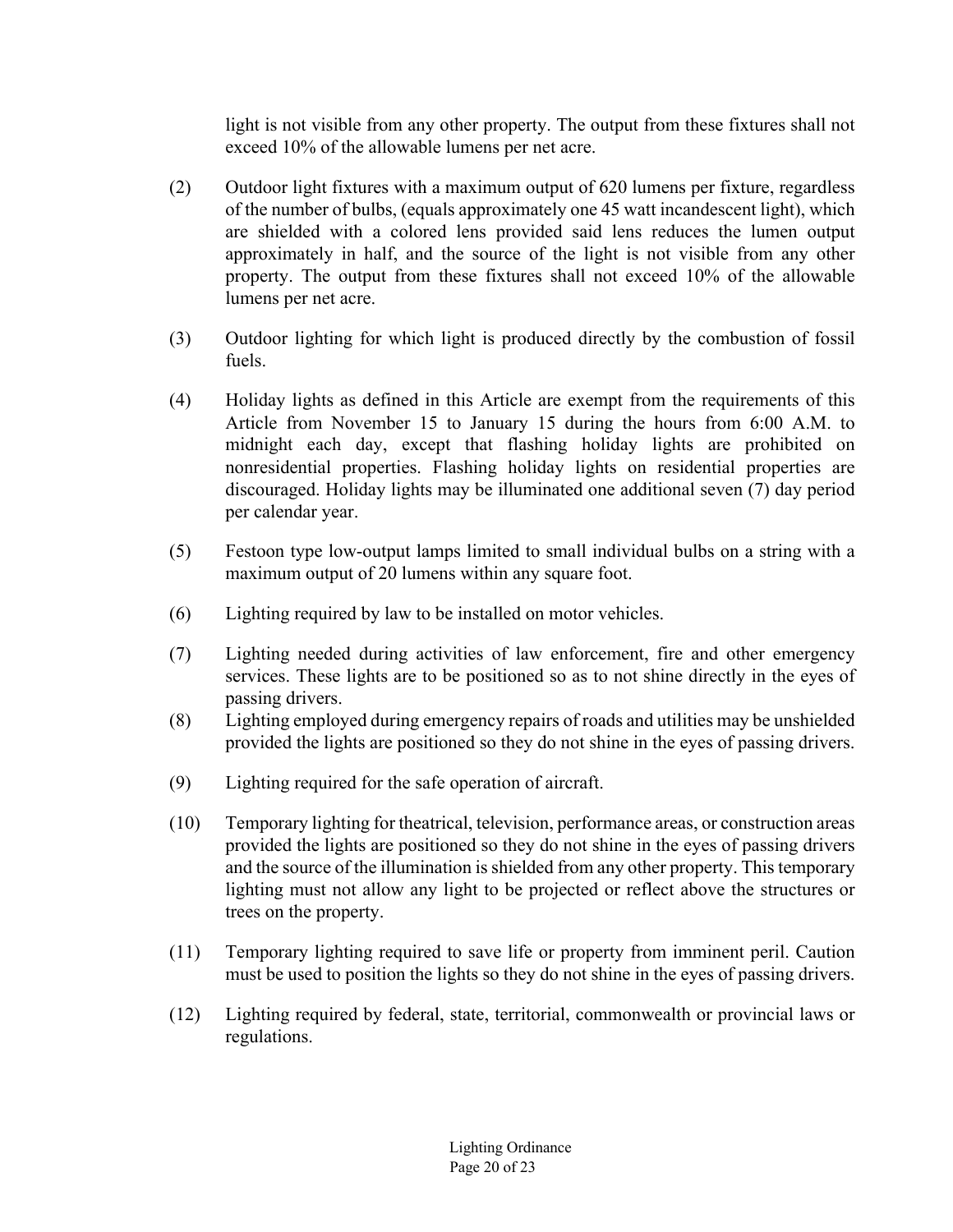light is not visible from any other property. The output from these fixtures shall not exceed 10% of the allowable lumens per net acre.

(2) Outdoor light fixtures with a maximum output of 620 lumens per fixture, regardless of the number of bulbs, (equals approximately one 45 watt incandescent light), which are shielded with a colored lens provided said lens reduces the lumen output approximately in half, and the source of the light is not visible from any other property. The output from these fixtures shall not exceed 10% of the allowable lumens per net acre.

(3) Outdoor lighting for which light is produced directly by the combustion of fossil fuels.

(4) Holiday lights as defined in this Article are exempt from the requirements of this Article from November 15 to January 15 during the hours from 6:00 A.M. to midnight each day, except that flashing holiday lights are prohibited on nonresidential properties. Flashing holiday lights on residential properties are discouraged. Holiday lights may be illuminated one additional seven (7) day period per calendar year.

(5) Festoon type low-output lamps limited to small individual bulbs on a string with a maximum output of 20 lumens within any square foot.

(6) Lighting required by law to be installed on motor vehicles.

(7) Lighting needed during activities of law enforcement, fire and other emergency services. These lights are to be positioned so as to not shine directly in the eyes of passing drivers.

(8) Lighting employed during emergency repairs of roads and utilities may be unshielded provided the lights are positioned so they do not shine in the eyes of passing drivers.

(9) Lighting required for the safe operation of aircraft.

(10) Temporary lighting for theatrical, television, performance areas, or construction areas provided the lights are positioned so they do not shine in the eyes of passing drivers and the source of the illumination is shielded from any other property. This temporary lighting must not allow any light to be projected or reflect above the structures or trees on the property.

(11) Temporary lighting required to save life or property from imminent peril. Caution must be used to position the lights so they do not shine in the eyes of passing drivers.

(12) Lighting required by federal, state, territorial, commonwealth or provincial laws or regulations.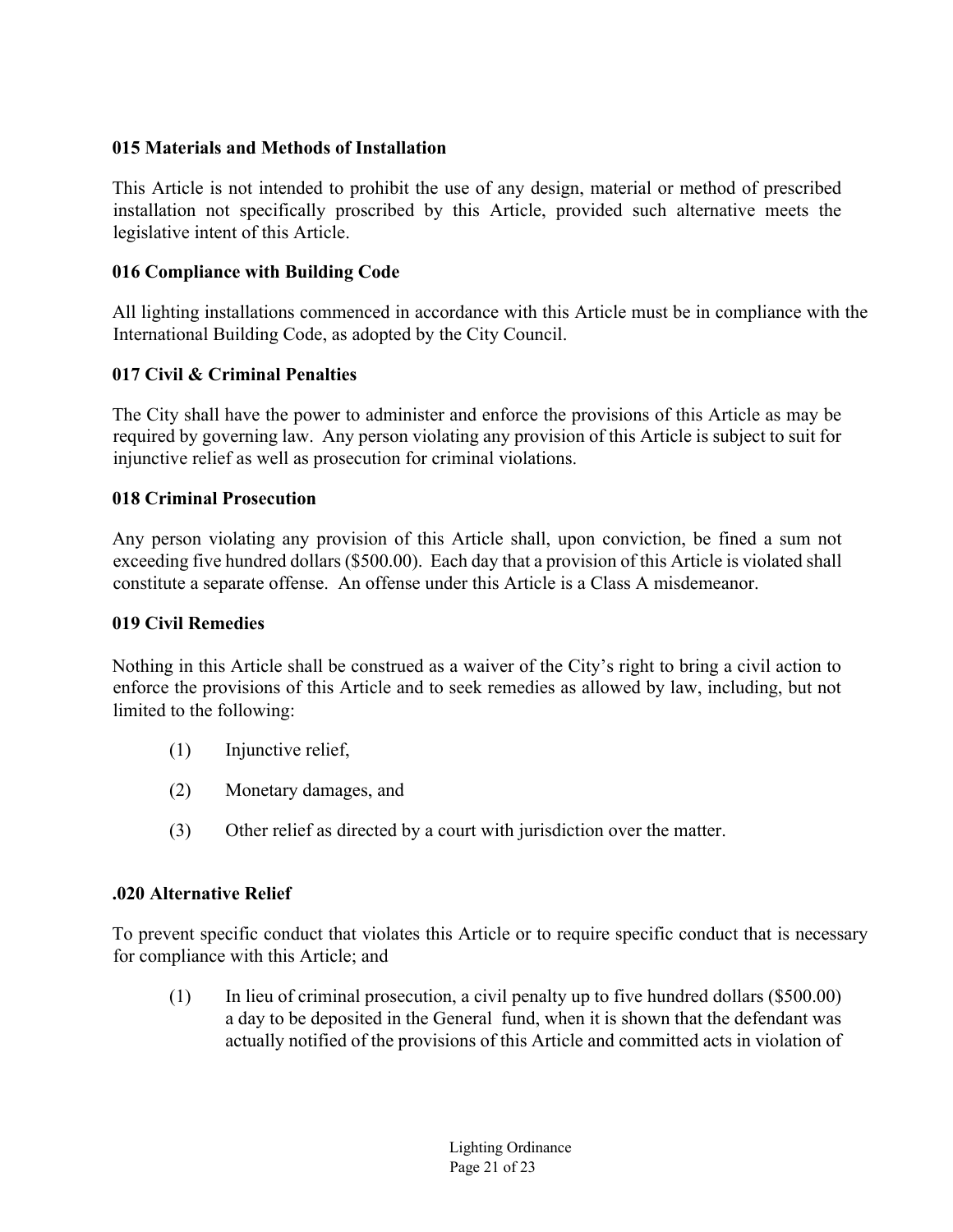### 015 Materials and Methods of Installation

This Article is not intended to prohibit the use of any design, material or method of prescribed installation not specifically proscribed by this Article, provided such alternative meets the legislative intent of this Article.

### 016 Compliance with Building Code

All lighting installations commenced in accordance with this Article must be in compliance with the International Building Code, as adopted by the City Council.

### 017 Civil & Criminal Penalties

The City shall have the power to administer and enforce the provisions of this Article as may be required by governing law. Any person violating any provision of this Article is subject to suit for injunctive relief as well as prosecution for criminal violations.

### 018 Criminal Prosecution

Any person violating any provision of this Article shall, upon conviction, be fined a sum not exceeding five hundred dollars ($500.00). Each day that a provision of this Article is violated shall constitute a separate offense. An offense under this Article is a Class A misdemeanor.

### 019 Civil Remedies

Nothing in this Article shall be construed as a waiver of the City's right to bring a civil action to enforce the provisions of this Article and to seek remedies as allowed by law, including, but not limited to the following:

(1) Injunctive relief,

(2) Monetary damages, and

(3) Other relief as directed by a court with jurisdiction over the matter.

### .020 Alternative Relief

To prevent specific conduct that violates this Article or to require specific conduct that is necessary for compliance with this Article; and

(1) In lieu of criminal prosecution, a civil penalty up to five hundred dollars ($500.00) a day to be deposited in the General fund, when it is shown that the defendant was actually notified of the provisions of this Article and committed acts in violation of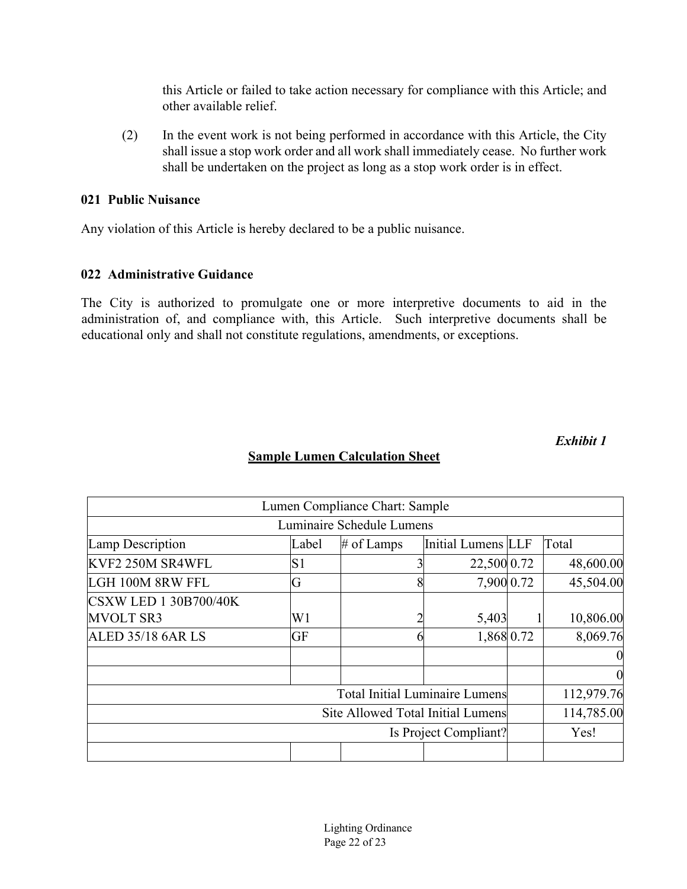this Article or failed to take action necessary for compliance with this Article; and other available relief.

(2) In the event work is not being performed in accordance with this Article, the City shall issue a stop work order and all work shall immediately cease. No further work shall be undertaken on the project as long as a stop work order is in effect.

**021 Public Nuisance**

Any violation of this Article is hereby declared to be a public nuisance.

**022 Administrative Guidance**

The City is authorized to promulgate one or more interpretive documents to aid in the administration of, and compliance with, this Article. Such interpretive documents shall be educational only and shall not constitute regulations, amendments, or exceptions.

*Exhibit 1*

**Sample Lumen Calculation Sheet**

| Lumen Compliance Chart: Sample | | | | | |
|---|---|---|---|---|---|
| Luminaire Schedule Lumens | | | | | |
| Lamp Description | Label | # of Lamps | Initial Lumens | LLF | Total |
| KVF2 250M SR4WFL | S1 | 3 | 22,500 | 0.72 | 48,600.00 |
| LGH 100M 8RW FFL | G | 8 | 7,900 | 0.72 | 45,504.00 |
| CSXW LED 1 30B700/40K MVOLT SR3 | W1 | 2 | 5,403 | 1 | 10,806.00 |
| ALED 35/18 6AR LS | GF | 6 | 1,868 | 0.72 | 8,069.76 |
| | | | | | 0 |
| | | | | | 0 |
| Total Initial Luminaire Lumens | | | | | 112,979.76 |
| Site Allowed Total Initial Lumens | | | | | 114,785.00 |
| Is Project Compliant? | | | | | Yes! |
| | | | | | |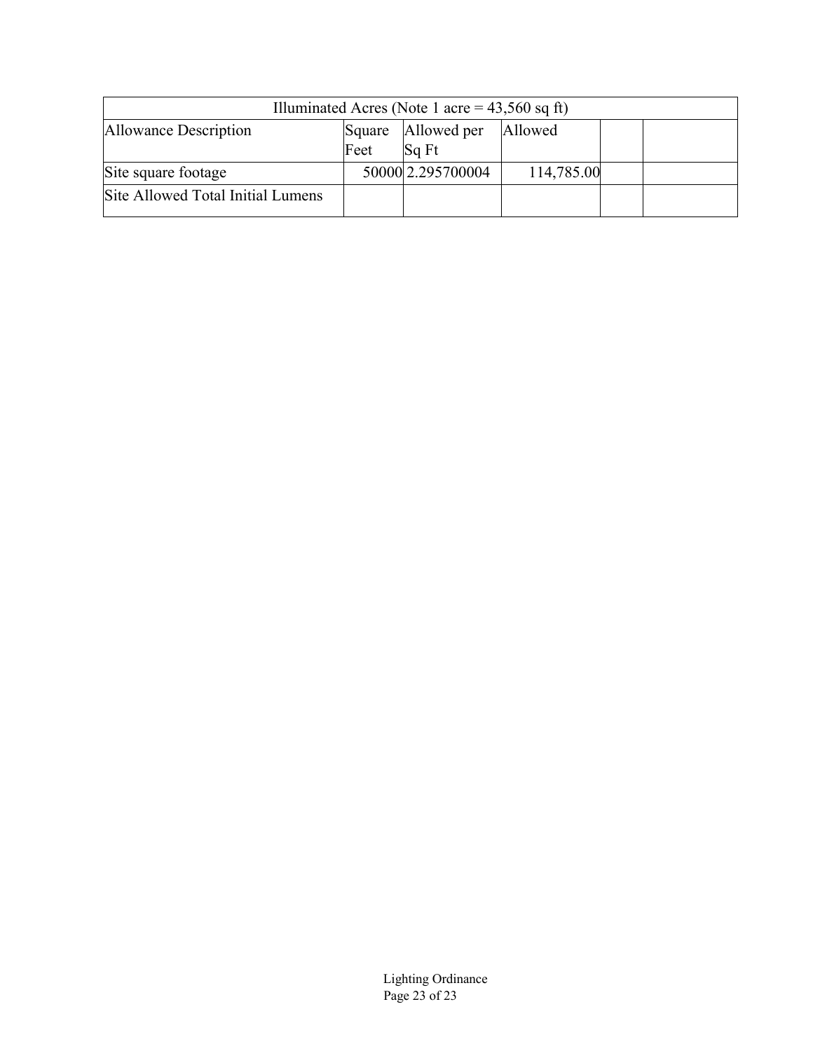| Illuminated Acres (Note 1 acre = 43,560 sq ft) | | | | | |
|---|---|---|---|---|---|
| Allowance Description | Square Feet | Allowed per Sq Ft | Allowed | | |
| Site square footage | 50000 | 2.295700004 | 114,785.00 | | |
| Site Allowed Total Initial Lumens | | | | | |